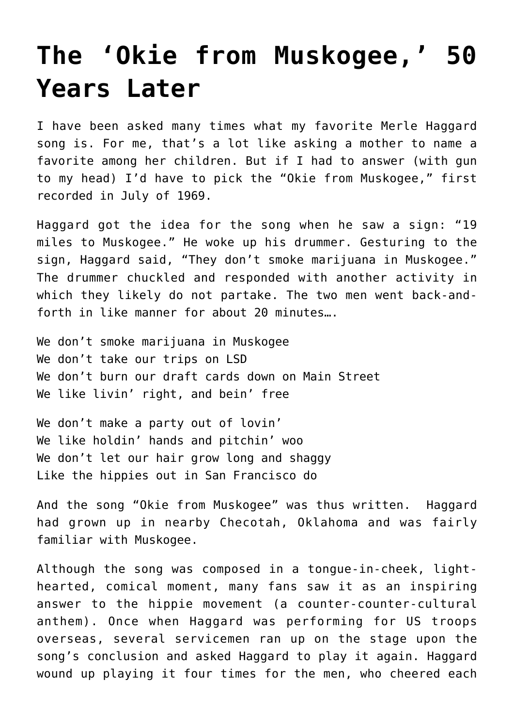# The 'Okie from Muskogee,' 50 Years Later

I have been asked many times what my favorite Merle Haggard song is. For me, that's a lot like asking a mother to name a favorite among her children. But if I had to answer (with gun to my head) I'd have to pick the "Okie from Muskogee," first recorded in July of 1969.

Haggard got the idea for the song when he saw a sign: "19 miles to Muskogee." He woke up his drummer. Gesturing to the sign, Haggard said, "They don't smoke marijuana in Muskogee." The drummer chuckled and responded with another activity in which they likely do not partake. The two men went back-and-forth in like manner for about 20 minutes….

We don't smoke marijuana in Muskogee
We don't take our trips on LSD
We don't burn our draft cards down on Main Street
We like livin' right, and bein' free

We don't make a party out of lovin'
We like holdin' hands and pitchin' woo
We don't let our hair grow long and shaggy
Like the hippies out in San Francisco do

And the song "Okie from Muskogee" was thus written. Haggard had grown up in nearby Checotah, Oklahoma and was fairly familiar with Muskogee.

Although the song was composed in a tongue-in-cheek, light-hearted, comical moment, many fans saw it as an inspiring answer to the hippie movement (a counter-counter-cultural anthem). Once when Haggard was performing for US troops overseas, several servicemen ran up on the stage upon the song's conclusion and asked Haggard to play it again. Haggard wound up playing it four times for the men, who cheered each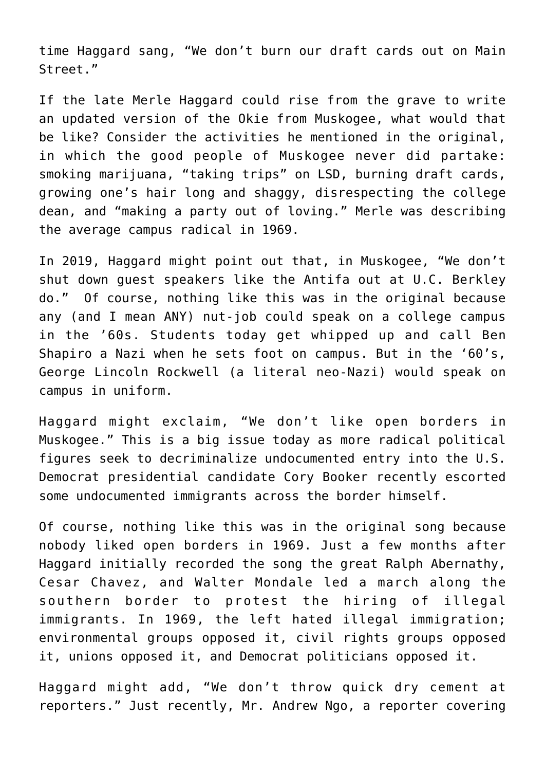time Haggard sang, “We don’t burn our draft cards out on Main Street.”

If the late Merle Haggard could rise from the grave to write an updated version of the Okie from Muskogee, what would that be like? Consider the activities he mentioned in the original, in which the good people of Muskogee never did partake: smoking marijuana, “taking trips” on LSD, burning draft cards, growing one’s hair long and shaggy, disrespecting the college dean, and “making a party out of loving.” Merle was describing the average campus radical in 1969.

In 2019, Haggard might point out that, in Muskogee, “We don’t shut down guest speakers like the Antifa out at U.C. Berkley do.” Of course, nothing like this was in the original because any (and I mean ANY) nut-job could speak on a college campus in the ’60s. Students today get whipped up and call Ben Shapiro a Nazi when he sets foot on campus. But in the ‘60’s, George Lincoln Rockwell (a literal neo-Nazi) would speak on campus in uniform.

Haggard might exclaim, “We don’t like open borders in Muskogee.” This is a big issue today as more radical political figures seek to decriminalize undocumented entry into the U.S. Democrat presidential candidate Cory Booker recently escorted some undocumented immigrants across the border himself.

Of course, nothing like this was in the original song because nobody liked open borders in 1969. Just a few months after Haggard initially recorded the song the great Ralph Abernathy, Cesar Chavez, and Walter Mondale led a march along the southern border to protest the hiring of illegal immigrants. In 1969, the left hated illegal immigration; environmental groups opposed it, civil rights groups opposed it, unions opposed it, and Democrat politicians opposed it.

Haggard might add, “We don’t throw quick dry cement at reporters.” Just recently, Mr. Andrew Ngo, a reporter covering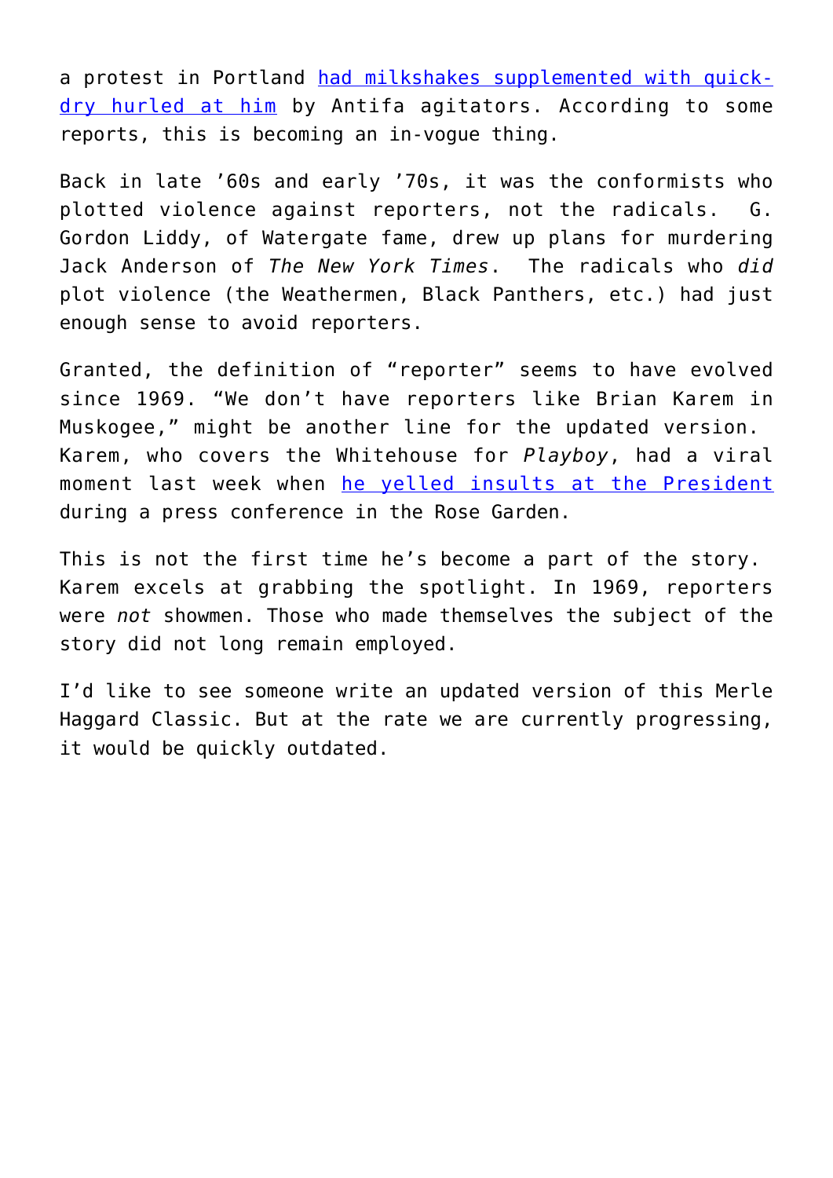a protest in Portland had milkshakes supplemented with quick-dry hurled at him by Antifa agitators. According to some reports, this is becoming an in-vogue thing.

Back in late '60s and early '70s, it was the conformists who plotted violence against reporters, not the radicals. G. Gordon Liddy, of Watergate fame, drew up plans for murdering Jack Anderson of *The New York Times*. The radicals who *did* plot violence (the Weathermen, Black Panthers, etc.) had just enough sense to avoid reporters.

Granted, the definition of "reporter" seems to have evolved since 1969. "We don't have reporters like Brian Karem in Muskogee," might be another line for the updated version. Karem, who covers the Whitehouse for *Playboy*, had a viral moment last week when he yelled insults at the President during a press conference in the Rose Garden.

This is not the first time he's become a part of the story. Karem excels at grabbing the spotlight. In 1969, reporters were *not* showmen. Those who made themselves the subject of the story did not long remain employed.

I'd like to see someone write an updated version of this Merle Haggard Classic. But at the rate we are currently progressing, it would be quickly outdated.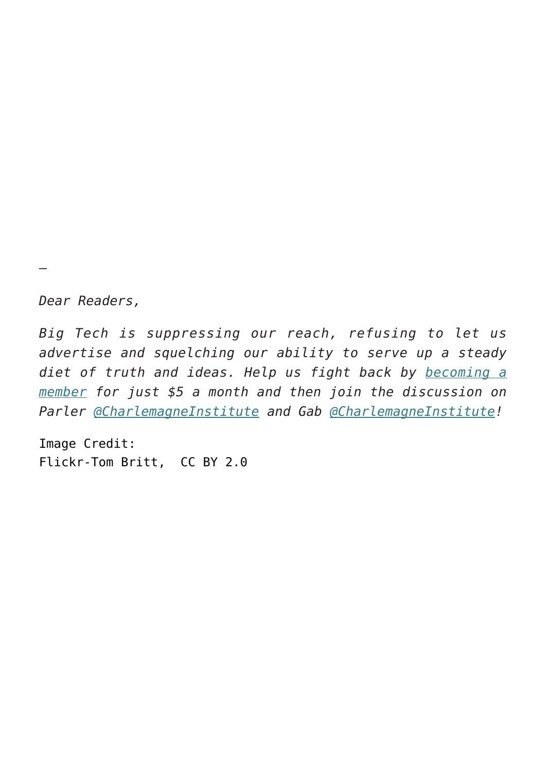—

*Dear Readers,*

*Big Tech is suppressing our reach, refusing to let us advertise and squelching our ability to serve up a steady diet of truth and ideas. Help us fight back by becoming a member for just $5 a month and then join the discussion on Parler @CharlemagneInstitute and Gab @CharlemagneInstitute!*

Image Credit:
Flickr-Tom Britt, CC BY 2.0